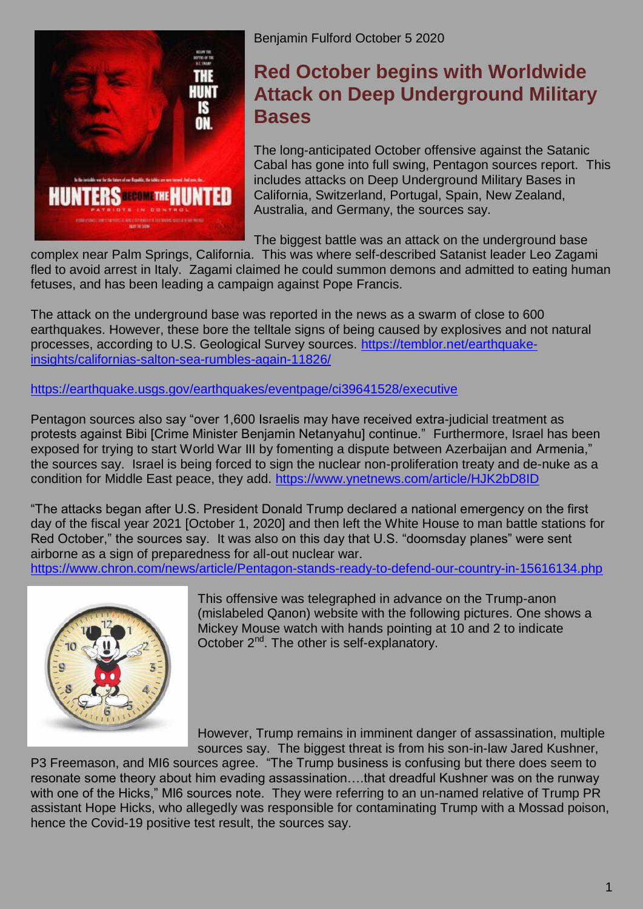Benjamin Fulford October 5 2020

# Red October begins with Worldwide Attack on Deep Underground Military Bases

The long-anticipated October offensive against the Satanic Cabal has gone into full swing, Pentagon sources report. This includes attacks on Deep Underground Military Bases in California, Switzerland, Portugal, Spain, New Zealand, Australia, and Germany, the sources say.

The biggest battle was an attack on the underground base complex near Palm Springs, California. This was where self-described Satanist leader Leo Zagami fled to avoid arrest in Italy. Zagami claimed he could summon demons and admitted to eating human fetuses, and has been leading a campaign against Pope Francis.

The attack on the underground base was reported in the news as a swarm of close to 600 earthquakes. However, these bore the telltale signs of being caused by explosives and not natural processes, according to U.S. Geological Survey sources. https://temblor.net/earthquake-insights/californias-salton-sea-rumbles-again-11826/

https://earthquake.usgs.gov/earthquakes/eventpage/ci39641528/executive

Pentagon sources also say "over 1,600 Israelis may have received extra-judicial treatment as protests against Bibi [Crime Minister Benjamin Netanyahu] continue." Furthermore, Israel has been exposed for trying to start World War III by fomenting a dispute between Azerbaijan and Armenia," the sources say. Israel is being forced to sign the nuclear non-proliferation treaty and de-nuke as a condition for Middle East peace, they add. https://www.ynetnews.com/article/HJK2bD8ID

"The attacks began after U.S. President Donald Trump declared a national emergency on the first day of the fiscal year 2021 [October 1, 2020] and then left the White House to man battle stations for Red October," the sources say. It was also on this day that U.S. "doomsday planes" were sent airborne as a sign of preparedness for all-out nuclear war.
https://www.chron.com/news/article/Pentagon-stands-ready-to-defend-our-country-in-15616134.php

This offensive was telegraphed in advance on the Trump-anon (mislabeled Qanon) website with the following pictures. One shows a Mickey Mouse watch with hands pointing at 10 and 2 to indicate October 2nd. The other is self-explanatory.

However, Trump remains in imminent danger of assassination, multiple sources say. The biggest threat is from his son-in-law Jared Kushner, P3 Freemason, and MI6 sources agree. "The Trump business is confusing but there does seem to resonate some theory about him evading assassination….that dreadful Kushner was on the runway with one of the Hicks," MI6 sources note. They were referring to an un-named relative of Trump PR assistant Hope Hicks, who allegedly was responsible for contaminating Trump with a Mossad poison, hence the Covid-19 positive test result, the sources say.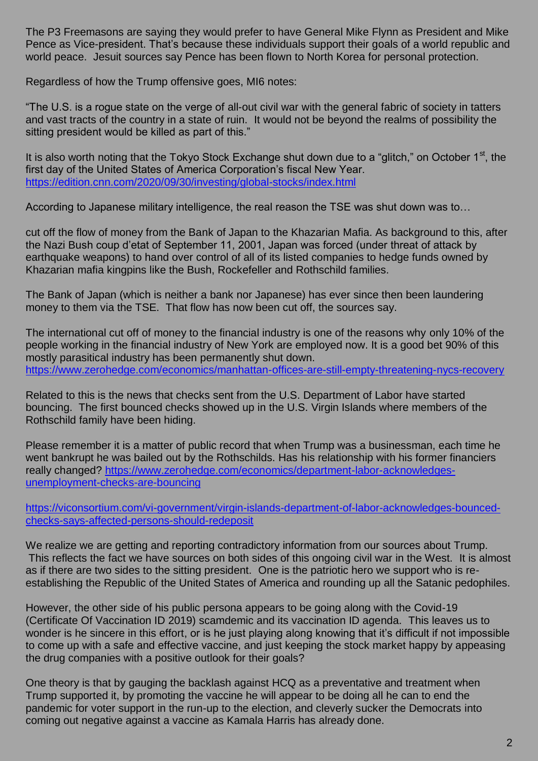The P3 Freemasons are saying they would prefer to have General Mike Flynn as President and Mike Pence as Vice-president. That's because these individuals support their goals of a world republic and world peace. Jesuit sources say Pence has been flown to North Korea for personal protection.

Regardless of how the Trump offensive goes, MI6 notes:

"The U.S. is a rogue state on the verge of all-out civil war with the general fabric of society in tatters and vast tracts of the country in a state of ruin. It would not be beyond the realms of possibility the sitting president would be killed as part of this."

It is also worth noting that the Tokyo Stock Exchange shut down due to a "glitch," on October 1st, the first day of the United States of America Corporation's fiscal New Year.
https://edition.cnn.com/2020/09/30/investing/global-stocks/index.html

According to Japanese military intelligence, the real reason the TSE was shut down was to…

cut off the flow of money from the Bank of Japan to the Khazarian Mafia. As background to this, after the Nazi Bush coup d'etat of September 11, 2001, Japan was forced (under threat of attack by earthquake weapons) to hand over control of all of its listed companies to hedge funds owned by Khazarian mafia kingpins like the Bush, Rockefeller and Rothschild families.

The Bank of Japan (which is neither a bank nor Japanese) has ever since then been laundering money to them via the TSE. That flow has now been cut off, the sources say.

The international cut off of money to the financial industry is one of the reasons why only 10% of the people working in the financial industry of New York are employed now. It is a good bet 90% of this mostly parasitical industry has been permanently shut down.
https://www.zerohedge.com/economics/manhattan-offices-are-still-empty-threatening-nycs-recovery

Related to this is the news that checks sent from the U.S. Department of Labor have started bouncing. The first bounced checks showed up in the U.S. Virgin Islands where members of the Rothschild family have been hiding.

Please remember it is a matter of public record that when Trump was a businessman, each time he went bankrupt he was bailed out by the Rothschilds. Has his relationship with his former financiers really changed? https://www.zerohedge.com/economics/department-labor-acknowledges-unemployment-checks-are-bouncing

https://viconsortium.com/vi-government/virgin-islands-department-of-labor-acknowledges-bounced-checks-says-affected-persons-should-redeposit

We realize we are getting and reporting contradictory information from our sources about Trump. This reflects the fact we have sources on both sides of this ongoing civil war in the West. It is almost as if there are two sides to the sitting president. One is the patriotic hero we support who is re-establishing the Republic of the United States of America and rounding up all the Satanic pedophiles.

However, the other side of his public persona appears to be going along with the Covid-19 (Certificate Of Vaccination ID 2019) scamdemic and its vaccination ID agenda. This leaves us to wonder is he sincere in this effort, or is he just playing along knowing that it's difficult if not impossible to come up with a safe and effective vaccine, and just keeping the stock market happy by appeasing the drug companies with a positive outlook for their goals?

One theory is that by gauging the backlash against HCQ as a preventative and treatment when Trump supported it, by promoting the vaccine he will appear to be doing all he can to end the pandemic for voter support in the run-up to the election, and cleverly sucker the Democrats into coming out negative against a vaccine as Kamala Harris has already done.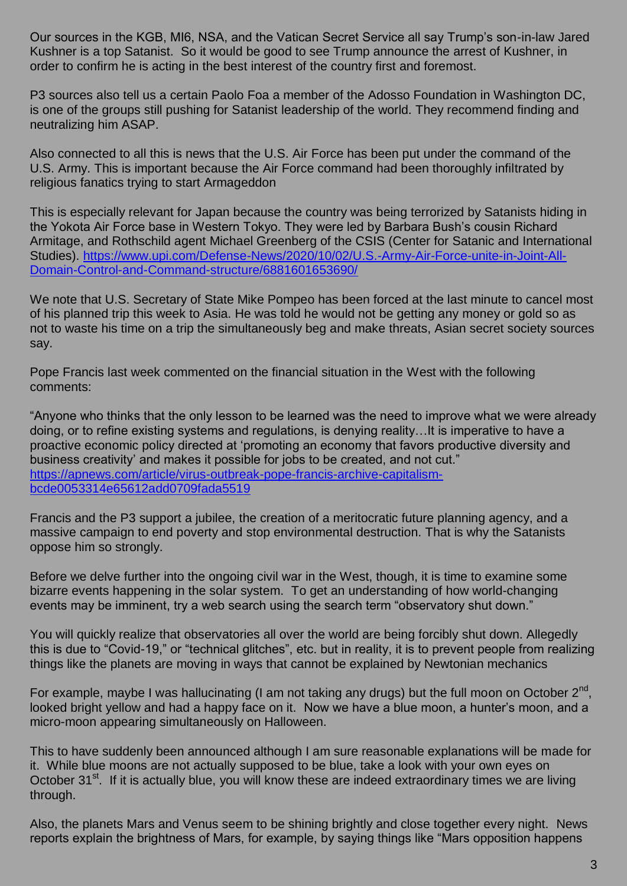Our sources in the KGB, MI6, NSA, and the Vatican Secret Service all say Trump's son-in-law Jared Kushner is a top Satanist. So it would be good to see Trump announce the arrest of Kushner, in order to confirm he is acting in the best interest of the country first and foremost.

P3 sources also tell us a certain Paolo Foa a member of the Adosso Foundation in Washington DC, is one of the groups still pushing for Satanist leadership of the world. They recommend finding and neutralizing him ASAP.

Also connected to all this is news that the U.S. Air Force has been put under the command of the U.S. Army. This is important because the Air Force command had been thoroughly infiltrated by religious fanatics trying to start Armageddon

This is especially relevant for Japan because the country was being terrorized by Satanists hiding in the Yokota Air Force base in Western Tokyo. They were led by Barbara Bush's cousin Richard Armitage, and Rothschild agent Michael Greenberg of the CSIS (Center for Satanic and International Studies). [https://www.upi.com/Defense-News/2020/10/02/U.S.-Army-Air-Force-unite-in-Joint-All-Domain-Control-and-Command-structure/6881601653690/](https://www.upi.com/Defense-News/2020/10/02/U.S.-Army-Air-Force-unite-in-Joint-All-Domain-Control-and-Command-structure/6881601653690/)

We note that U.S. Secretary of State Mike Pompeo has been forced at the last minute to cancel most of his planned trip this week to Asia. He was told he would not be getting any money or gold so as not to waste his time on a trip the simultaneously beg and make threats, Asian secret society sources say.

Pope Francis last week commented on the financial situation in the West with the following comments:

"Anyone who thinks that the only lesson to be learned was the need to improve what we were already doing, or to refine existing systems and regulations, is denying reality…It is imperative to have a proactive economic policy directed at 'promoting an economy that favors productive diversity and business creativity' and makes it possible for jobs to be created, and not cut."
[https://apnews.com/article/virus-outbreak-pope-francis-archive-capitalism-bcde0053314e65612add0709fada5519](https://apnews.com/article/virus-outbreak-pope-francis-archive-capitalism-bcde0053314e65612add0709fada5519)

Francis and the P3 support a jubilee, the creation of a meritocratic future planning agency, and a massive campaign to end poverty and stop environmental destruction. That is why the Satanists oppose him so strongly.

Before we delve further into the ongoing civil war in the West, though, it is time to examine some bizarre events happening in the solar system. To get an understanding of how world-changing events may be imminent, try a web search using the search term "observatory shut down."

You will quickly realize that observatories all over the world are being forcibly shut down. Allegedly this is due to "Covid-19," or "technical glitches", etc. but in reality, it is to prevent people from realizing things like the planets are moving in ways that cannot be explained by Newtonian mechanics

For example, maybe I was hallucinating (I am not taking any drugs) but the full moon on October 2nd, looked bright yellow and had a happy face on it. Now we have a blue moon, a hunter's moon, and a micro-moon appearing simultaneously on Halloween.

This to have suddenly been announced although I am sure reasonable explanations will be made for it. While blue moons are not actually supposed to be blue, take a look with your own eyes on October 31st. If it is actually blue, you will know these are indeed extraordinary times we are living through.

Also, the planets Mars and Venus seem to be shining brightly and close together every night. News reports explain the brightness of Mars, for example, by saying things like "Mars opposition happens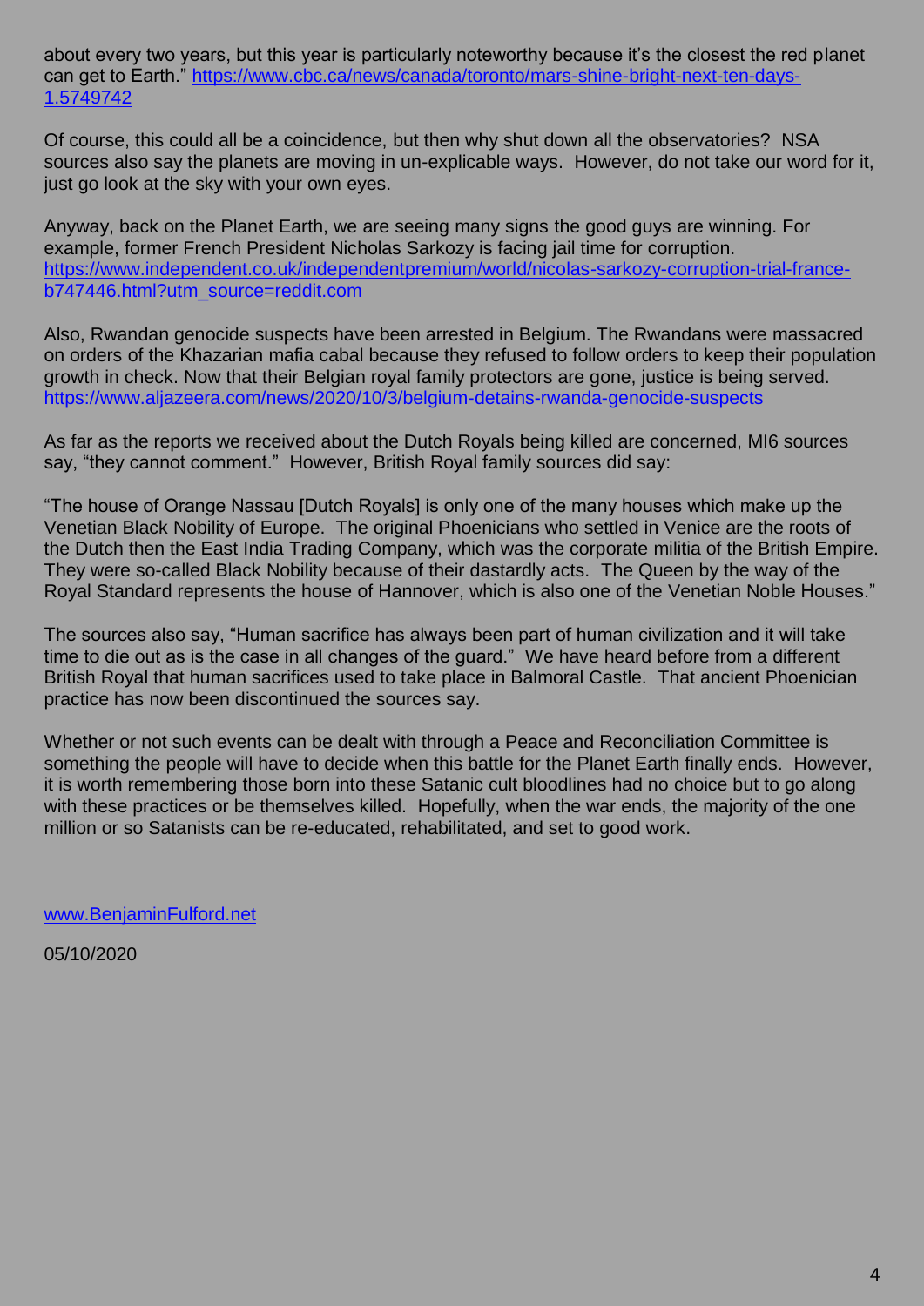about every two years, but this year is particularly noteworthy because it's the closest the red planet can get to Earth." https://www.cbc.ca/news/canada/toronto/mars-shine-bright-next-ten-days-1.5749742

Of course, this could all be a coincidence, but then why shut down all the observatories? NSA sources also say the planets are moving in un-explicable ways. However, do not take our word for it, just go look at the sky with your own eyes.

Anyway, back on the Planet Earth, we are seeing many signs the good guys are winning. For example, former French President Nicholas Sarkozy is facing jail time for corruption. https://www.independent.co.uk/independentpremium/world/nicolas-sarkozy-corruption-trial-france-b747446.html?utm_source=reddit.com

Also, Rwandan genocide suspects have been arrested in Belgium. The Rwandans were massacred on orders of the Khazarian mafia cabal because they refused to follow orders to keep their population growth in check. Now that their Belgian royal family protectors are gone, justice is being served. https://www.aljazeera.com/news/2020/10/3/belgium-detains-rwanda-genocide-suspects

As far as the reports we received about the Dutch Royals being killed are concerned, MI6 sources say, "they cannot comment." However, British Royal family sources did say:

"The house of Orange Nassau [Dutch Royals] is only one of the many houses which make up the Venetian Black Nobility of Europe. The original Phoenicians who settled in Venice are the roots of the Dutch then the East India Trading Company, which was the corporate militia of the British Empire. They were so-called Black Nobility because of their dastardly acts. The Queen by the way of the Royal Standard represents the house of Hannover, which is also one of the Venetian Noble Houses."

The sources also say, "Human sacrifice has always been part of human civilization and it will take time to die out as is the case in all changes of the guard." We have heard before from a different British Royal that human sacrifices used to take place in Balmoral Castle. That ancient Phoenician practice has now been discontinued the sources say.

Whether or not such events can be dealt with through a Peace and Reconciliation Committee is something the people will have to decide when this battle for the Planet Earth finally ends. However, it is worth remembering those born into these Satanic cult bloodlines had no choice but to go along with these practices or be themselves killed. Hopefully, when the war ends, the majority of the one million or so Satanists can be re-educated, rehabilitated, and set to good work.

www.BenjaminFulford.net

05/10/2020